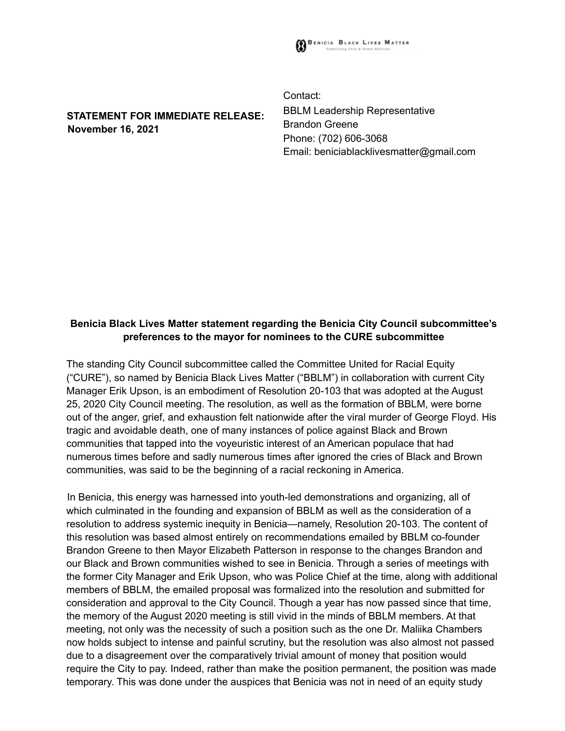Benicia Black Lives Matter
Symbolizing Unity & Human Relations

**STATEMENT FOR IMMEDIATE RELEASE:**
**November 16, 2021**

Contact:
BBLM Leadership Representative
Brandon Greene
Phone: (702) 606-3068
Email: beniciablacklivesmatter@gmail.com

**Benicia Black Lives Matter statement regarding the Benicia City Council subcommittee's preferences to the mayor for nominees to the CURE subcommittee**

The standing City Council subcommittee called the Committee United for Racial Equity ("CURE"), so named by Benicia Black Lives Matter ("BBLM") in collaboration with current City Manager Erik Upson, is an embodiment of Resolution 20-103 that was adopted at the August 25, 2020 City Council meeting. The resolution, as well as the formation of BBLM, were borne out of the anger, grief, and exhaustion felt nationwide after the viral murder of George Floyd. His tragic and avoidable death, one of many instances of police against Black and Brown communities that tapped into the voyeuristic interest of an American populace that had numerous times before and sadly numerous times after ignored the cries of Black and Brown communities, was said to be the beginning of a racial reckoning in America.

In Benicia, this energy was harnessed into youth-led demonstrations and organizing, all of which culminated in the founding and expansion of BBLM as well as the consideration of a resolution to address systemic inequity in Benicia—namely, Resolution 20-103. The content of this resolution was based almost entirely on recommendations emailed by BBLM co-founder Brandon Greene to then Mayor Elizabeth Patterson in response to the changes Brandon and our Black and Brown communities wished to see in Benicia. Through a series of meetings with the former City Manager and Erik Upson, who was Police Chief at the time, along with additional members of BBLM, the emailed proposal was formalized into the resolution and submitted for consideration and approval to the City Council. Though a year has now passed since that time, the memory of the August 2020 meeting is still vivid in the minds of BBLM members. At that meeting, not only was the necessity of such a position such as the one Dr. Maliika Chambers now holds subject to intense and painful scrutiny, but the resolution was also almost not passed due to a disagreement over the comparatively trivial amount of money that position would require the City to pay. Indeed, rather than make the position permanent, the position was made temporary. This was done under the auspices that Benicia was not in need of an equity study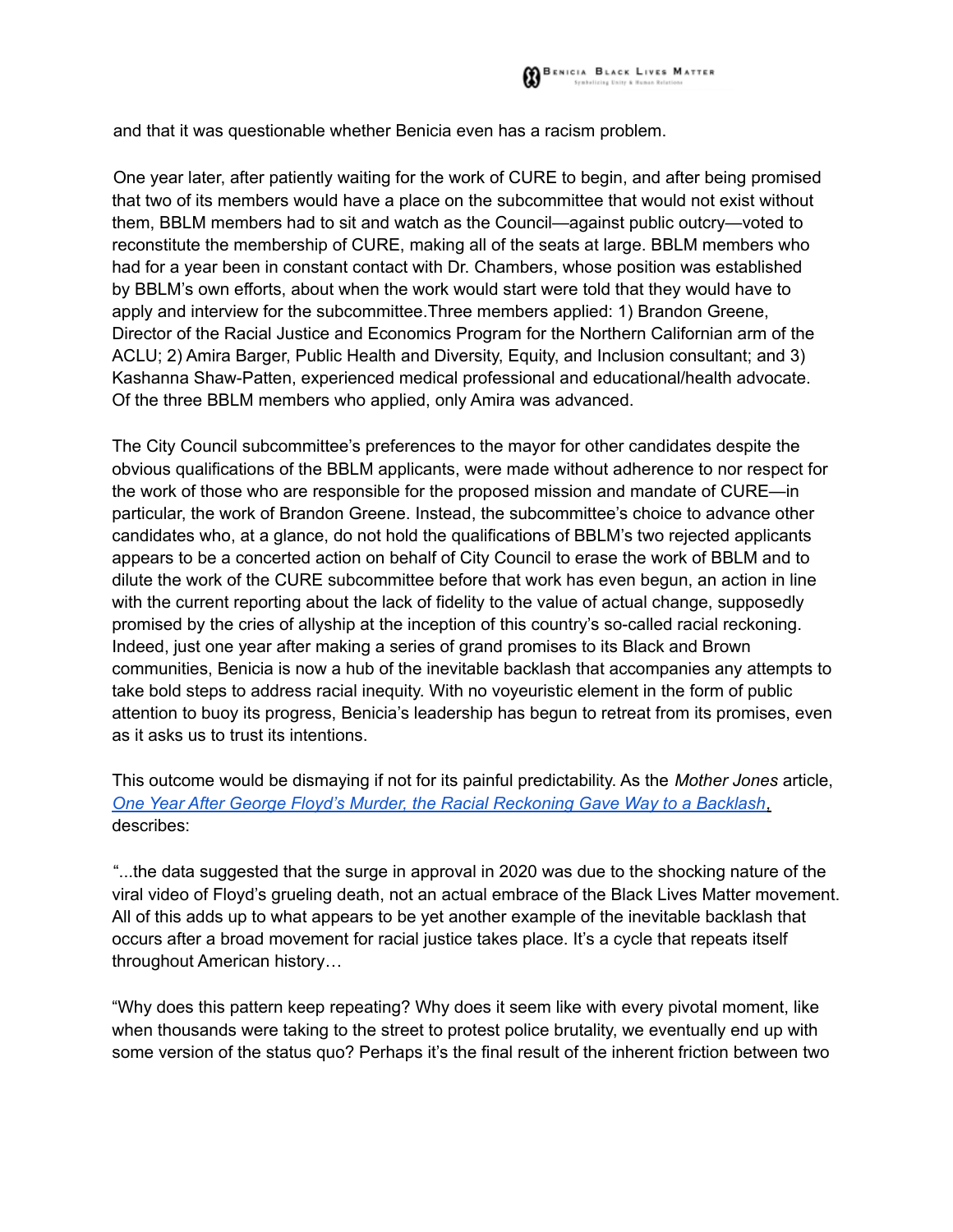and that it was questionable whether Benicia even has a racism problem.

One year later, after patiently waiting for the work of CURE to begin, and after being promised that two of its members would have a place on the subcommittee that would not exist without them, BBLM members had to sit and watch as the Council—against public outcry—voted to reconstitute the membership of CURE, making all of the seats at large. BBLM members who had for a year been in constant contact with Dr. Chambers, whose position was established by BBLM's own efforts, about when the work would start were told that they would have to apply and interview for the subcommittee.Three members applied: 1) Brandon Greene, Director of the Racial Justice and Economics Program for the Northern Californian arm of the ACLU; 2) Amira Barger, Public Health and Diversity, Equity, and Inclusion consultant; and 3) Kashanna Shaw-Patten, experienced medical professional and educational/health advocate. Of the three BBLM members who applied, only Amira was advanced.

The City Council subcommittee's preferences to the mayor for other candidates despite the obvious qualifications of the BBLM applicants, were made without adherence to nor respect for the work of those who are responsible for the proposed mission and mandate of CURE—in particular, the work of Brandon Greene. Instead, the subcommittee's choice to advance other candidates who, at a glance, do not hold the qualifications of BBLM's two rejected applicants appears to be a concerted action on behalf of City Council to erase the work of BBLM and to dilute the work of the CURE subcommittee before that work has even begun, an action in line with the current reporting about the lack of fidelity to the value of actual change, supposedly promised by the cries of allyship at the inception of this country's so-called racial reckoning. Indeed, just one year after making a series of grand promises to its Black and Brown communities, Benicia is now a hub of the inevitable backlash that accompanies any attempts to take bold steps to address racial inequity. With no voyeuristic element in the form of public attention to buoy its progress, Benicia's leadership has begun to retreat from its promises, even as it asks us to trust its intentions.

This outcome would be dismaying if not for its painful predictability. As the *Mother Jones* article, [*One Year After George Floyd's Murder, the Racial Reckoning Gave Way to a Backlash*], describes:

"...the data suggested that the surge in approval in 2020 was due to the shocking nature of the viral video of Floyd's grueling death, not an actual embrace of the Black Lives Matter movement. All of this adds up to what appears to be yet another example of the inevitable backlash that occurs after a broad movement for racial justice takes place. It's a cycle that repeats itself throughout American history…

"Why does this pattern keep repeating? Why does it seem like with every pivotal moment, like when thousands were taking to the street to protest police brutality, we eventually end up with some version of the status quo? Perhaps it's the final result of the inherent friction between two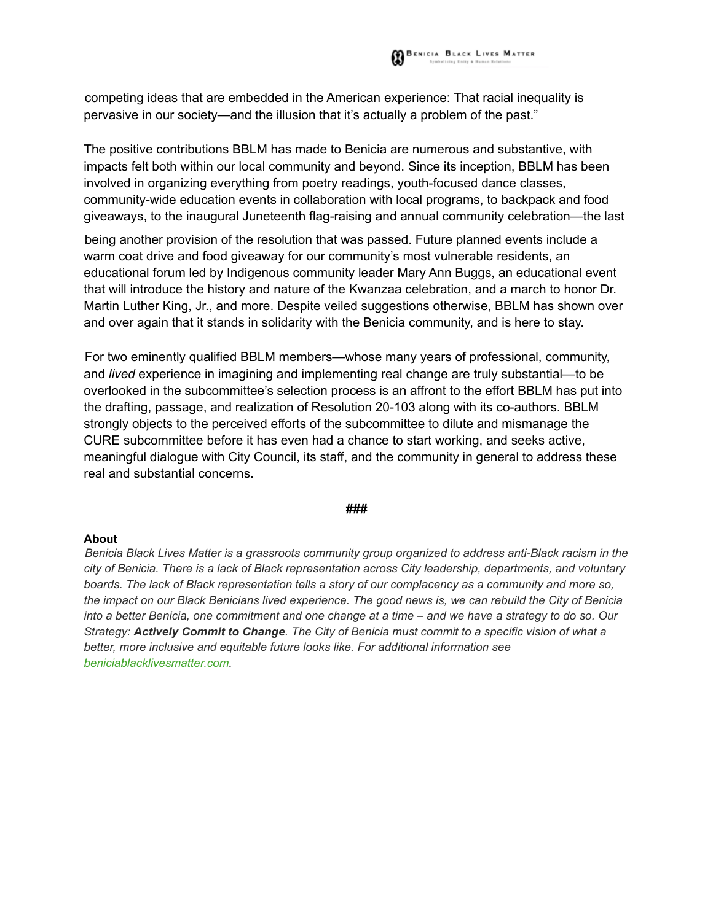competing ideas that are embedded in the American experience: That racial inequality is pervasive in our society—and the illusion that it's actually a problem of the past."

The positive contributions BBLM has made to Benicia are numerous and substantive, with impacts felt both within our local community and beyond. Since its inception, BBLM has been involved in organizing everything from poetry readings, youth-focused dance classes, community-wide education events in collaboration with local programs, to backpack and food giveaways, to the inaugural Juneteenth flag-raising and annual community celebration—the last being another provision of the resolution that was passed. Future planned events include a warm coat drive and food giveaway for our community's most vulnerable residents, an educational forum led by Indigenous community leader Mary Ann Buggs, an educational event that will introduce the history and nature of the Kwanzaa celebration, and a march to honor Dr. Martin Luther King, Jr., and more. Despite veiled suggestions otherwise, BBLM has shown over and over again that it stands in solidarity with the Benicia community, and is here to stay.

For two eminently qualified BBLM members—whose many years of professional, community, and *lived* experience in imagining and implementing real change are truly substantial—to be overlooked in the subcommittee's selection process is an affront to the effort BBLM has put into the drafting, passage, and realization of Resolution 20-103 along with its co-authors. BBLM strongly objects to the perceived efforts of the subcommittee to dilute and mismanage the CURE subcommittee before it has even had a chance to start working, and seeks active, meaningful dialogue with City Council, its staff, and the community in general to address these real and substantial concerns.

**###**

**About**

*Benicia Black Lives Matter is a grassroots community group organized to address anti-Black racism in the city of Benicia. There is a lack of Black representation across City leadership, departments, and voluntary boards. The lack of Black representation tells a story of our complacency as a community and more so, the impact on our Black Benicians lived experience. The good news is, we can rebuild the City of Benicia into a better Benicia, one commitment and one change at a time – and we have a strategy to do so. Our Strategy:* ***Actively Commit to Change****. The City of Benicia must commit to a specific vision of what a better, more inclusive and equitable future looks like. For additional information see beniciablacklivesmatter.com.*